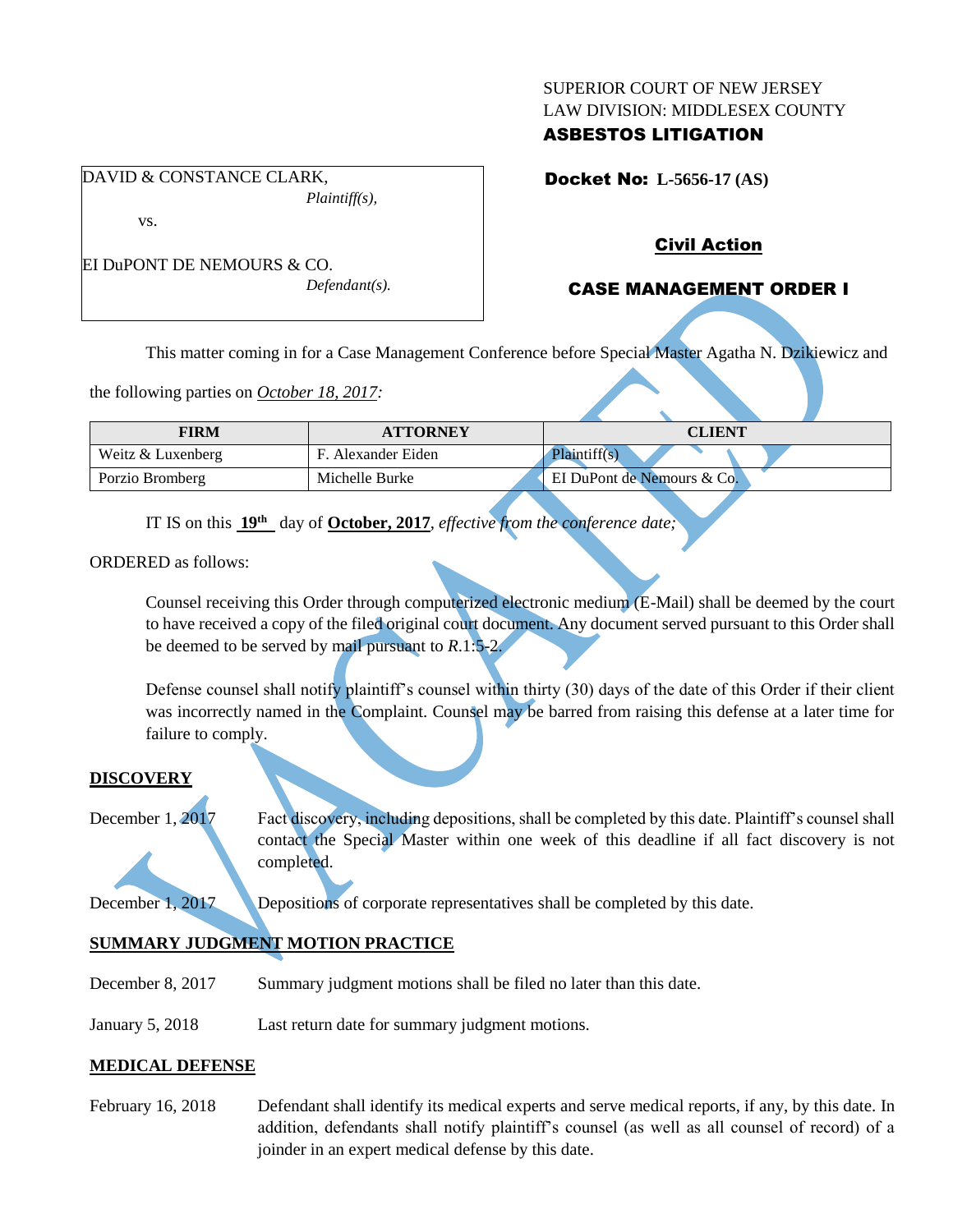SUPERIOR COURT OF NEW JERSEY
LAW DIVISION: MIDDLESEX COUNTY
**ASBESTOS LITIGATION**

DAVID & CONSTANCE CLARK,
*Plaintiff(s),*

vs.

EI DuPONT DE NEMOURS & CO.
*Defendant(s).*

**Docket No: L-5656-17 (AS)**

**Civil Action**

**CASE MANAGEMENT ORDER I**

VACATED

This matter coming in for a Case Management Conference before Special Master Agatha N. Dzikiewicz and the following parties on *October 18, 2017:*

| FIRM | ATTORNEY | CLIENT |
|---|---|---|
| Weitz & Luxenberg | F. Alexander Eiden | Plaintiff(s) |
| Porzio Bromberg | Michelle Burke | EI DuPont de Nemours & Co. |

IT IS on this **19th** day of **October, 2017**, *effective from the conference date;*

ORDERED as follows:

Counsel receiving this Order through computerized electronic medium (E-Mail) shall be deemed by the court to have received a copy of the filed original court document. Any document served pursuant to this Order shall be deemed to be served by mail pursuant to *R*.1:5-2.

Defense counsel shall notify plaintiff's counsel within thirty (30) days of the date of this Order if their client was incorrectly named in the Complaint. Counsel may be barred from raising this defense at a later time for failure to comply.

## DISCOVERY

December 1, 2017 — Fact discovery, including depositions, shall be completed by this date. Plaintiff's counsel shall contact the Special Master within one week of this deadline if all fact discovery is not completed.

December 1, 2017 — Depositions of corporate representatives shall be completed by this date.

## SUMMARY JUDGMENT MOTION PRACTICE

December 8, 2017 — Summary judgment motions shall be filed no later than this date.

January 5, 2018 — Last return date for summary judgment motions.

## MEDICAL DEFENSE

February 16, 2018 — Defendant shall identify its medical experts and serve medical reports, if any, by this date. In addition, defendants shall notify plaintiff's counsel (as well as all counsel of record) of a joinder in an expert medical defense by this date.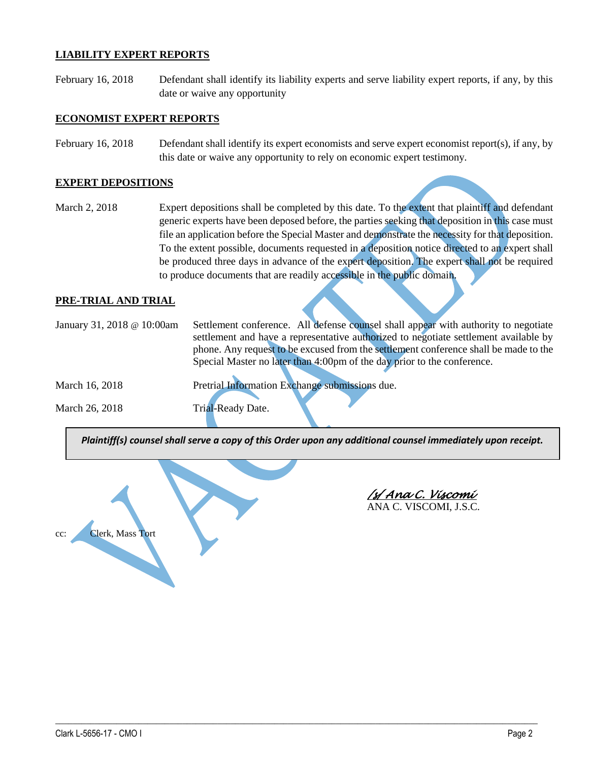**LIABILITY EXPERT REPORTS**

| | |
|---|---|
| February 16, 2018 | Defendant shall identify its liability experts and serve liability expert reports, if any, by this date or waive any opportunity |

**ECONOMIST EXPERT REPORTS**

| | |
|---|---|
| February 16, 2018 | Defendant shall identify its expert economists and serve expert economist report(s), if any, by this date or waive any opportunity to rely on economic expert testimony. |

**EXPERT DEPOSITIONS**

| | |
|---|---|
| March 2, 2018 | Expert depositions shall be completed by this date. To the extent that plaintiff and defendant generic experts have been deposed before, the parties seeking that deposition in this case must file an application before the Special Master and demonstrate the necessity for that deposition. To the extent possible, documents requested in a deposition notice directed to an expert shall be produced three days in advance of the expert deposition. The expert shall not be required to produce documents that are readily accessible in the public domain. |

**PRE-TRIAL AND TRIAL**

| | |
|---|---|
| January 31, 2018 @ 10:00am | Settlement conference. All defense counsel shall appear with authority to negotiate settlement and have a representative authorized to negotiate settlement available by phone. Any request to be excused from the settlement conference shall be made to the Special Master no later than 4:00pm of the day prior to the conference. |
| March 16, 2018 | Pretrial Information Exchange submissions due. |
| March 26, 2018 | Trial-Ready Date. |

***Plaintiff(s) counsel shall serve a copy of this Order upon any additional counsel immediately upon receipt.***

/s/ Ana C. Viscomi
ANA C. VISCOMI, J.S.C.

cc: Clerk, Mass Tort

VACATED